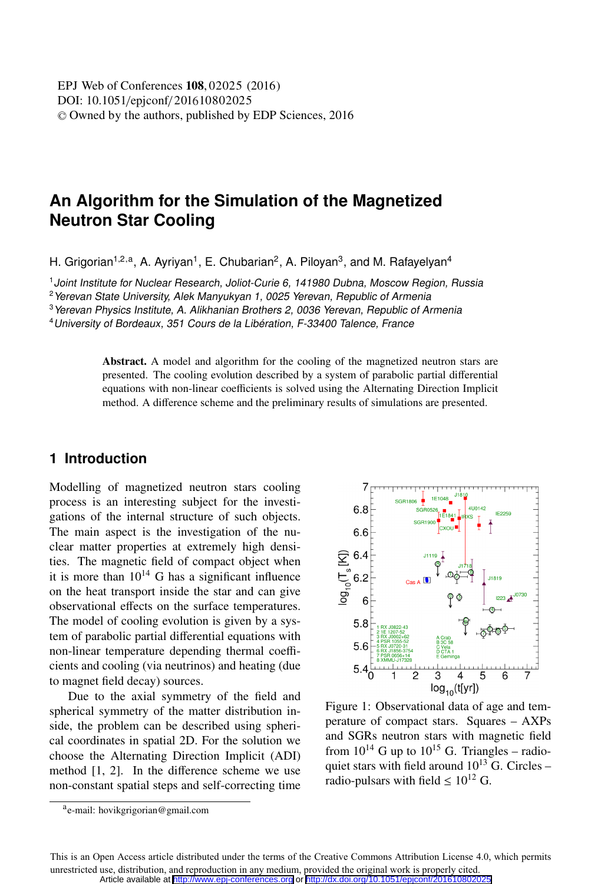# An Algorithm for the Simulation of the Magnetized Neutron Star Cooling

H. Grigorian[1,2,a], A. Ayriyan[1], E. Chubarian[2], A. Piloyan[3], and M. Rafayelyan[4]

[1] *Joint Institute for Nuclear Research, Joliot-Curie 6, 141980 Dubna, Moscow Region, Russia*
[2] *Yerevan State University, Alek Manyukyan 1, 0025 Yerevan, Republic of Armenia*
[3] *Yerevan Physics Institute, A. Alikhanian Brothers 2, 0036 Yerevan, Republic of Armenia*
[4] *University of Bordeaux, 351 Cours de la Libération, F-33400 Talence, France*

**Abstract.** A model and algorithm for the cooling of the magnetized neutron stars are presented. The cooling evolution described by a system of parabolic partial differential equations with non-linear coefficients is solved using the Alternating Direction Implicit method. A difference scheme and the preliminary results of simulations are presented.

## 1 Introduction

Modelling of magnetized neutron stars cooling process is an interesting subject for the investigations of the internal structure of such objects. The main aspect is the investigation of the nuclear matter properties at extremely high densities. The magnetic field of compact object when it is more than $10^{14}$ G has a significant influence on the heat transport inside the star and can give observational effects on the surface temperatures. The model of cooling evolution is given by a system of parabolic partial differential equations with non-linear temperature depending thermal coefficients and cooling (via neutrinos) and heating (due to magnet field decay) sources.

Due to the axial symmetry of the field and spherical symmetry of the matter distribution inside, the problem can be described using spherical coordinates in spatial 2D. For the solution we choose the Alternating Direction Implicit (ADI) method [1, 2]. In the difference scheme we use non-constant spatial steps and self-correcting time

Figure 1: Observational data of age and temperature of compact stars. Squares – AXPs and SGRs neutron stars with magnetic field from $10^{14}$ G up to $10^{15}$ G. Triangles – radio-quiet stars with field around $10^{13}$ G. Circles – radio-pulsars with field $\leq 10^{12}$ G.

[a] e-mail: hovikgrigorian@gmail.com

This is an Open Access article distributed under the terms of the Creative Commons Attribution License 4.0, which permits unrestricted use, distribution, and reproduction in any medium, provided the original work is properly cited.
Article available at http://www.epj-conferences.org or http://dx.doi.org/10.1051/epjconf/201610802025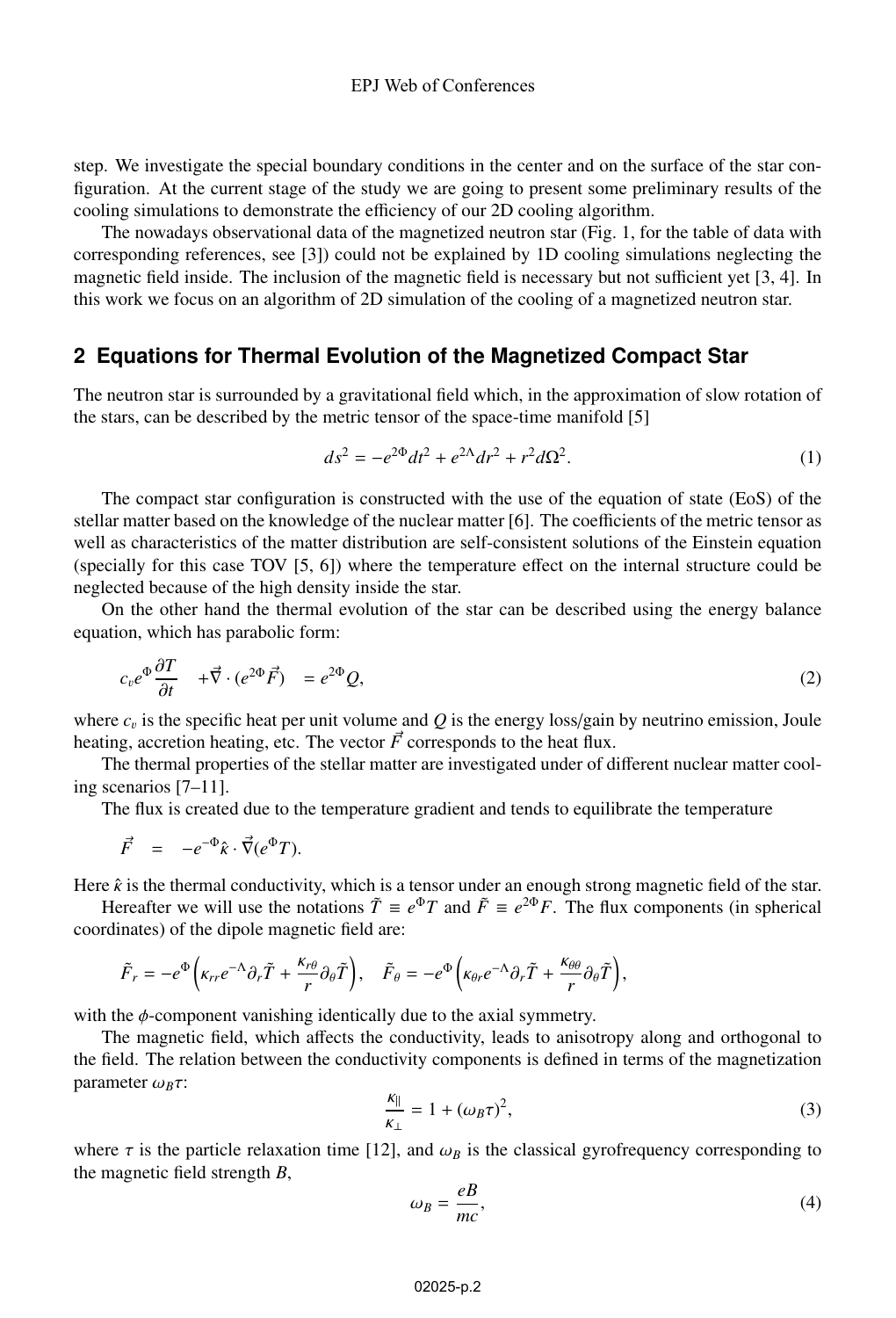step. We investigate the special boundary conditions in the center and on the surface of the star configuration. At the current stage of the study we are going to present some preliminary results of the cooling simulations to demonstrate the efficiency of our 2D cooling algorithm.

The nowadays observational data of the magnetized neutron star (Fig. 1, for the table of data with corresponding references, see [3]) could not be explained by 1D cooling simulations neglecting the magnetic field inside. The inclusion of the magnetic field is necessary but not sufficient yet [3, 4]. In this work we focus on an algorithm of 2D simulation of the cooling of a magnetized neutron star.

## 2 Equations for Thermal Evolution of the Magnetized Compact Star

The neutron star is surrounded by a gravitational field which, in the approximation of slow rotation of the stars, can be described by the metric tensor of the space-time manifold [5]

$$ds^2 = -e^{2\Phi}dt^2 + e^{2\Lambda}dr^2 + r^2 d\Omega^2. \tag{1}$$

The compact star configuration is constructed with the use of the equation of state (EoS) of the stellar matter based on the knowledge of the nuclear matter [6]. The coefficients of the metric tensor as well as characteristics of the matter distribution are self-consistent solutions of the Einstein equation (specially for this case TOV [5, 6]) where the temperature effect on the internal structure could be neglected because of the high density inside the star.

On the other hand the thermal evolution of the star can be described using the energy balance equation, which has parabolic form:

$$c_v e^{\Phi}\frac{\partial T}{\partial t} \quad + \vec{\nabla}\cdot(e^{2\Phi}\vec{F}) \quad = e^{2\Phi}Q, \tag{2}$$

where $c_v$ is the specific heat per unit volume and $Q$ is the energy loss/gain by neutrino emission, Joule heating, accretion heating, etc. The vector $\vec{F}$ corresponds to the heat flux.

The thermal properties of the stellar matter are investigated under of different nuclear matter cooling scenarios [7–11].

The flux is created due to the temperature gradient and tends to equilibrate the temperature

$$\vec{F} \quad = \quad -e^{-\Phi}\hat{\kappa}\cdot\vec{\nabla}(e^{\Phi}T).$$

Here $\hat{\kappa}$ is the thermal conductivity, which is a tensor under an enough strong magnetic field of the star.

Hereafter we will use the notations $\tilde{T} \equiv e^{\Phi}T$ and $\tilde{F} \equiv e^{2\Phi}F$. The flux components (in spherical coordinates) of the dipole magnetic field are:

$$\tilde{F}_r = -e^{\Phi}\left(\kappa_{rr}e^{-\Lambda}\partial_r\tilde{T} + \frac{\kappa_{r\theta}}{r}\partial_\theta\tilde{T}\right), \quad \tilde{F}_\theta = -e^{\Phi}\left(\kappa_{\theta r}e^{-\Lambda}\partial_r\tilde{T} + \frac{\kappa_{\theta\theta}}{r}\partial_\theta\tilde{T}\right),$$

with the $\phi$-component vanishing identically due to the axial symmetry.

The magnetic field, which affects the conductivity, leads to anisotropy along and orthogonal to the field. The relation between the conductivity components is defined in terms of the magnetization parameter $\omega_B\tau$:

$$\frac{\kappa_{\|}}{\kappa_{\perp}} = 1 + (\omega_B\tau)^2, \tag{3}$$

where $\tau$ is the particle relaxation time [12], and $\omega_B$ is the classical gyrofrequency corresponding to the magnetic field strength $B$,

$$\omega_B = \frac{eB}{mc}, \tag{4}$$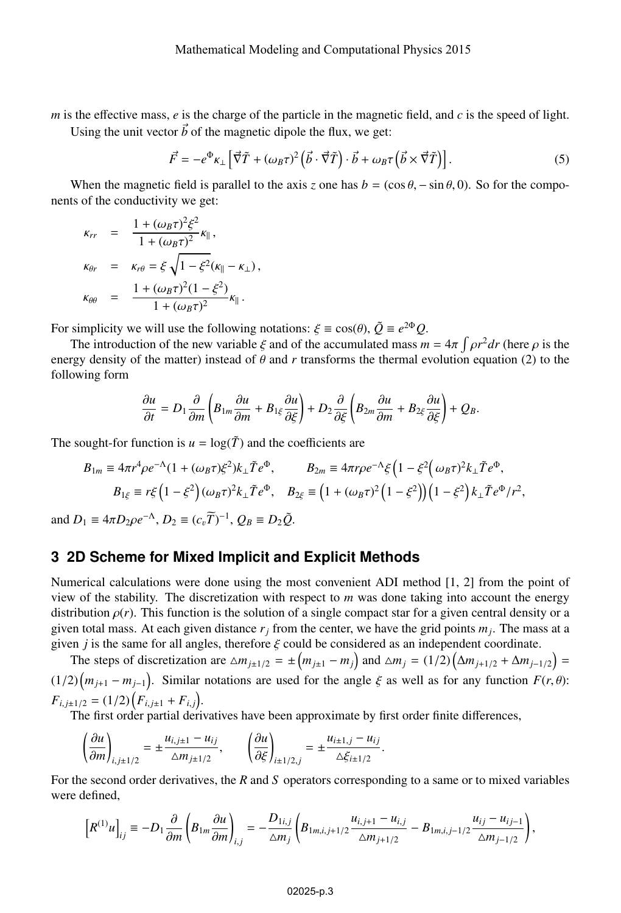$m$ is the effective mass, $e$ is the charge of the particle in the magnetic field, and $c$ is the speed of light.

Using the unit vector $\vec{b}$ of the magnetic dipole the flux, we get:

$$\vec{F} = -e^{\Phi}\kappa_{\perp}\left[\vec{\nabla}\tilde{T} + (\omega_B\tau)^2\left(\vec{b}\cdot\vec{\nabla}\tilde{T}\right)\cdot\vec{b} + \omega_B\tau\left(\vec{b}\times\vec{\nabla}\tilde{T}\right)\right]. \quad (5)$$

When the magnetic field is parallel to the axis $z$ one has $b = (\cos\theta, -\sin\theta, 0)$. So for the components of the conductivity we get:

$$\kappa_{rr} = \frac{1 + (\omega_B\tau)^2\xi^2}{1 + (\omega_B\tau)^2}\kappa_{\parallel},$$

$$\kappa_{\theta r} = \kappa_{r\theta} = \xi\sqrt{1 - \xi^2}(\kappa_{\parallel} - \kappa_{\perp}),$$

$$\kappa_{\theta\theta} = \frac{1 + (\omega_B\tau)^2(1 - \xi^2)}{1 + (\omega_B\tau)^2}\kappa_{\parallel}.$$

For simplicity we will use the following notations: $\xi \equiv \cos(\theta)$, $\tilde{Q} \equiv e^{2\Phi}Q$.

The introduction of the new variable $\xi$ and of the accumulated mass $m = 4\pi\int\rho r^2 dr$ (here $\rho$ is the energy density of the matter) instead of $\theta$ and $r$ transforms the thermal evolution equation (2) to the following form

$$\frac{\partial u}{\partial t} = D_1\frac{\partial}{\partial m}\left(B_{1m}\frac{\partial u}{\partial m} + B_{1\xi}\frac{\partial u}{\partial\xi}\right) + D_2\frac{\partial}{\partial\xi}\left(B_{2m}\frac{\partial u}{\partial m} + B_{2\xi}\frac{\partial u}{\partial\xi}\right) + Q_B.$$

The sought-for function is $u = \log(\tilde{T})$ and the coefficients are

$$B_{1m} \equiv 4\pi r^4\rho e^{-\Lambda}(1 + (\omega_B\tau)\xi^2)k_{\perp}\tilde{T}e^{\Phi}, \qquad B_{2m} \equiv 4\pi r\rho e^{-\Lambda}\xi\left(1 - \xi^2\left(\omega_B\tau\right)^2 k_{\perp}\tilde{T}e^{\Phi},\right.$$

$$B_{1\xi} \equiv r\xi\left(1 - \xi^2\right)(\omega_B\tau)^2 k_{\perp}\tilde{T}e^{\Phi}, \quad B_{2\xi} \equiv \left(1 + (\omega_B\tau)^2\left(1 - \xi^2\right)\right)\left(1 - \xi^2\right)k_{\perp}\tilde{T}e^{\Phi}/r^2,$$

and $D_1 \equiv 4\pi D_2\rho e^{-\Lambda}$, $D_2 \equiv (c_v\widetilde{T})^{-1}$, $Q_B \equiv D_2\tilde{Q}$.

## 3 2D Scheme for Mixed Implicit and Explicit Methods

Numerical calculations were done using the most convenient ADI method [1, 2] from the point of view of the stability. The discretization with respect to $m$ was done taking into account the energy distribution $\rho(r)$. This function is the solution of a single compact star for a given central density or a given total mass. At each given distance $r_j$ from the center, we have the grid points $m_j$. The mass at a given $j$ is the same for all angles, therefore $\xi$ could be considered as an independent coordinate.

The steps of discretization are $\triangle m_{j\pm1/2} = \pm\left(m_{j\pm1} - m_j\right)$ and $\triangle m_j = (1/2)\left(\Delta m_{j+1/2} + \Delta m_{j-1/2}\right) = (1/2)\left(m_{j+1} - m_{j-1}\right)$. Similar notations are used for the angle $\xi$ as well as for any function $F(r,\theta)$: $F_{i,j\pm1/2} = (1/2)\left(F_{i,j\pm1} + F_{i,j}\right)$.

The first order partial derivatives have been approximate by first order finite differences,

$$\left(\frac{\partial u}{\partial m}\right)_{i,j\pm1/2} = \pm\frac{u_{i,j\pm1} - u_{ij}}{\triangle m_{j\pm1/2}}, \qquad \left(\frac{\partial u}{\partial\xi}\right)_{i\pm1/2,j} = \pm\frac{u_{i\pm1,j} - u_{ij}}{\triangle\xi_{i\pm1/2}}.$$

For the second order derivatives, the $R$ and $S$ operators corresponding to a same or to mixed variables were defined,

$$\left[R^{(1)}u\right]_{ij} \equiv -D_1\frac{\partial}{\partial m}\left(B_{1m}\frac{\partial u}{\partial m}\right)_{i,j} = -\frac{D_{1i,j}}{\triangle m_j}\left(B_{1m,i,j+1/2}\frac{u_{i,j+1} - u_{i,j}}{\triangle m_{j+1/2}} - B_{1m,i,j-1/2}\frac{u_{ij} - u_{ij-1}}{\triangle m_{j-1/2}}\right),$$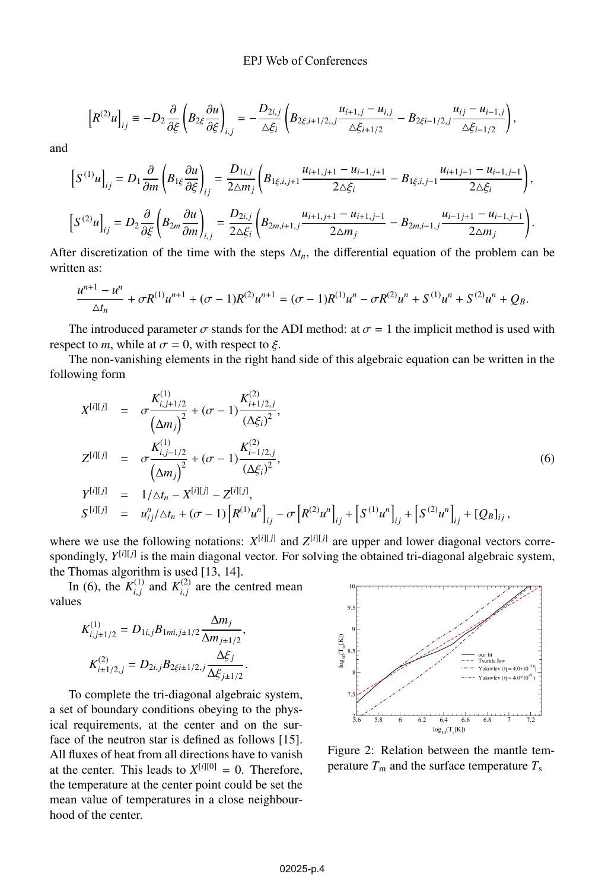$$\left[R^{(2)}u\right]_{ij} \equiv -D_2 \frac{\partial}{\partial \xi}\left(B_{2\xi}\frac{\partial u}{\partial \xi}\right)_{i,j} = -\frac{D_{2i,j}}{\triangle \xi_i}\left(B_{2\xi,i+1/2,,j}\frac{u_{i+1,j}-u_{i,j}}{\triangle \xi_{i+1/2}} - B_{2\xi i-1/2,j}\frac{u_{ij}-u_{i-1,j}}{\triangle \xi_{i-1/2}}\right),$$

and

$$\left[S^{(1)}u\right]_{ij} = D_1 \frac{\partial}{\partial m}\left(B_{1\xi}\frac{\partial u}{\partial \xi}\right)_{ij} = \frac{D_{1i,j}}{2\triangle m_j}\left(B_{1\xi,i,j+1}\frac{u_{i+1,j+1}-u_{i-1,j+1}}{2\triangle \xi_i} - B_{1\xi,i,j-1}\frac{u_{i+1j-1}-u_{i-1,j-1}}{2\triangle \xi_i}\right),$$

$$\left[S^{(2)}u\right]_{ij} = D_2 \frac{\partial}{\partial \xi}\left(B_{2m}\frac{\partial u}{\partial m}\right)_{i,j} = \frac{D_{2i,j}}{2\triangle \xi_i}\left(B_{2m,i+1,j}\frac{u_{i+1,j+1}-u_{i+1,j-1}}{2\triangle m_j} - B_{2m,i-1,j}\frac{u_{i-1j+1}-u_{i-1,j-1}}{2\triangle m_j}\right).$$

After discretization of the time with the steps $\Delta t_n$, the differential equation of the problem can be written as:

$$\frac{u^{n+1}-u^n}{\triangle t_n} + \sigma R^{(1)}u^{n+1} + (\sigma-1)R^{(2)}u^{n+1} = (\sigma-1)R^{(1)}u^n - \sigma R^{(2)}u^n + S^{(1)}u^n + S^{(2)}u^n + Q_B.$$

The introduced parameter $\sigma$ stands for the ADI method: at $\sigma = 1$ the implicit method is used with respect to $m$, while at $\sigma = 0$, with respect to $\xi$.

The non-vanishing elements in the right hand side of this algebraic equation can be written in the following form

$$\begin{aligned}
X^{[i][j]} &= \sigma\frac{K^{(1)}_{i,j+1/2}}{\left(\Delta m_j\right)^2} + (\sigma-1)\frac{K^{(2)}_{i+1/2,j}}{(\Delta\xi_i)^2},\\
Z^{[i][j]} &= \sigma\frac{K^{(1)}_{i,j-1/2}}{\left(\Delta m_j\right)^2} + (\sigma-1)\frac{K^{(2)}_{i-1/2,j}}{(\Delta\xi_i)^2},\\
Y^{[i][j]} &= 1/\triangle t_n - X^{[i][j]} - Z^{[i][j]},\\
S^{[i][j]} &= u^n_{ij}/\triangle t_n + (\sigma-1)\left[R^{(1)}u^n\right]_{ij} - \sigma\left[R^{(2)}u^n\right]_{ij} + \left[S^{(1)}u^n\right]_{ij} + \left[S^{(2)}u^n\right]_{ij} + [Q_B]_{ij},
\end{aligned} \tag{6}$$

where we use the following notations: $X^{[i][j]}$ and $Z^{[i][j]}$ are upper and lower diagonal vectors correspondingly, $Y^{[i][j]}$ is the main diagonal vector. For solving the obtained tri-diagonal algebraic system, the Thomas algorithm is used [13, 14].

In (6), the $K^{(1)}_{i,j}$ and $K^{(2)}_{i,j}$ are the centred mean values

$$K^{(1)}_{i,j\pm1/2} = D_{1i,j}B_{1mi,j\pm1/2}\frac{\Delta m_j}{\Delta m_{j\pm1/2}},$$

$$K^{(2)}_{i\pm1/2,j} = D_{2i,j}B_{2\xi i\pm1/2,j}\frac{\Delta\xi_j}{\Delta\xi_{j\pm1/2}}.$$

To complete the tri-diagonal algebraic system, a set of boundary conditions obeying to the physical requirements, at the center and on the surface of the neutron star is defined as follows [15]. All fluxes of heat from all directions have to vanish at the center. This leads to $X^{[i][0]} = 0$. Therefore, the temperature at the center point could be set the mean value of temperatures in a close neighbourhood of the center.

Figure 2: Relation between the mantle temperature $T_{\rm m}$ and the surface temperature $T_{\rm s}$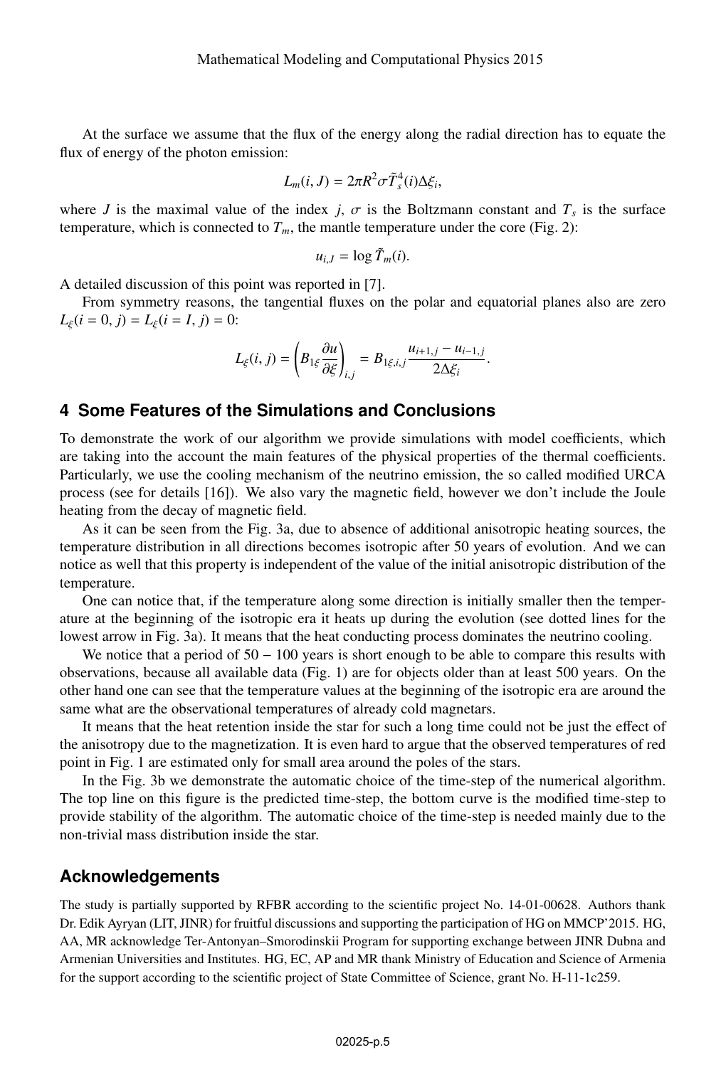At the surface we assume that the flux of the energy along the radial direction has to equate the flux of energy of the photon emission:

$$L_m(i, J) = 2\pi R^2 \sigma \tilde{T}_s^4(i)\Delta\xi_i,$$

where $J$ is the maximal value of the index $j$, $\sigma$ is the Boltzmann constant and $T_s$ is the surface temperature, which is connected to $T_m$, the mantle temperature under the core (Fig. 2):

$$u_{i,J} = \log \tilde{T}_m(i).$$

A detailed discussion of this point was reported in [7].

From symmetry reasons, the tangential fluxes on the polar and equatorial planes also are zero $L_\xi(i = 0, j) = L_\xi(i = I, j) = 0$:

$$L_\xi(i, j) = \left(B_{1\xi}\frac{\partial u}{\partial \xi}\right)_{i,j} = B_{1\xi,i,j}\frac{u_{i+1,j} - u_{i-1,j}}{2\Delta\xi_i}.$$

## 4 Some Features of the Simulations and Conclusions

To demonstrate the work of our algorithm we provide simulations with model coefficients, which are taking into the account the main features of the physical properties of the thermal coefficients. Particularly, we use the cooling mechanism of the neutrino emission, the so called modified URCA process (see for details [16]). We also vary the magnetic field, however we don't include the Joule heating from the decay of magnetic field.

As it can be seen from the Fig. 3a, due to absence of additional anisotropic heating sources, the temperature distribution in all directions becomes isotropic after 50 years of evolution. And we can notice as well that this property is independent of the value of the initial anisotropic distribution of the temperature.

One can notice that, if the temperature along some direction is initially smaller then the temperature at the beginning of the isotropic era it heats up during the evolution (see dotted lines for the lowest arrow in Fig. 3a). It means that the heat conducting process dominates the neutrino cooling.

We notice that a period of $50 - 100$ years is short enough to be able to compare this results with observations, because all available data (Fig. 1) are for objects older than at least 500 years. On the other hand one can see that the temperature values at the beginning of the isotropic era are around the same what are the observational temperatures of already cold magnetars.

It means that the heat retention inside the star for such a long time could not be just the effect of the anisotropy due to the magnetization. It is even hard to argue that the observed temperatures of red point in Fig. 1 are estimated only for small area around the poles of the stars.

In the Fig. 3b we demonstrate the automatic choice of the time-step of the numerical algorithm. The top line on this figure is the predicted time-step, the bottom curve is the modified time-step to provide stability of the algorithm. The automatic choice of the time-step is needed mainly due to the non-trivial mass distribution inside the star.

## Acknowledgements

The study is partially supported by RFBR according to the scientific project No. 14-01-00628. Authors thank Dr. Edik Ayryan (LIT, JINR) for fruitful discussions and supporting the participation of HG on MMCP'2015. HG, AA, MR acknowledge Ter-Antonyan–Smorodinskii Program for supporting exchange between JINR Dubna and Armenian Universities and Institutes. HG, EC, AP and MR thank Ministry of Education and Science of Armenia for the support according to the scientific project of State Committee of Science, grant No. H-11-1c259.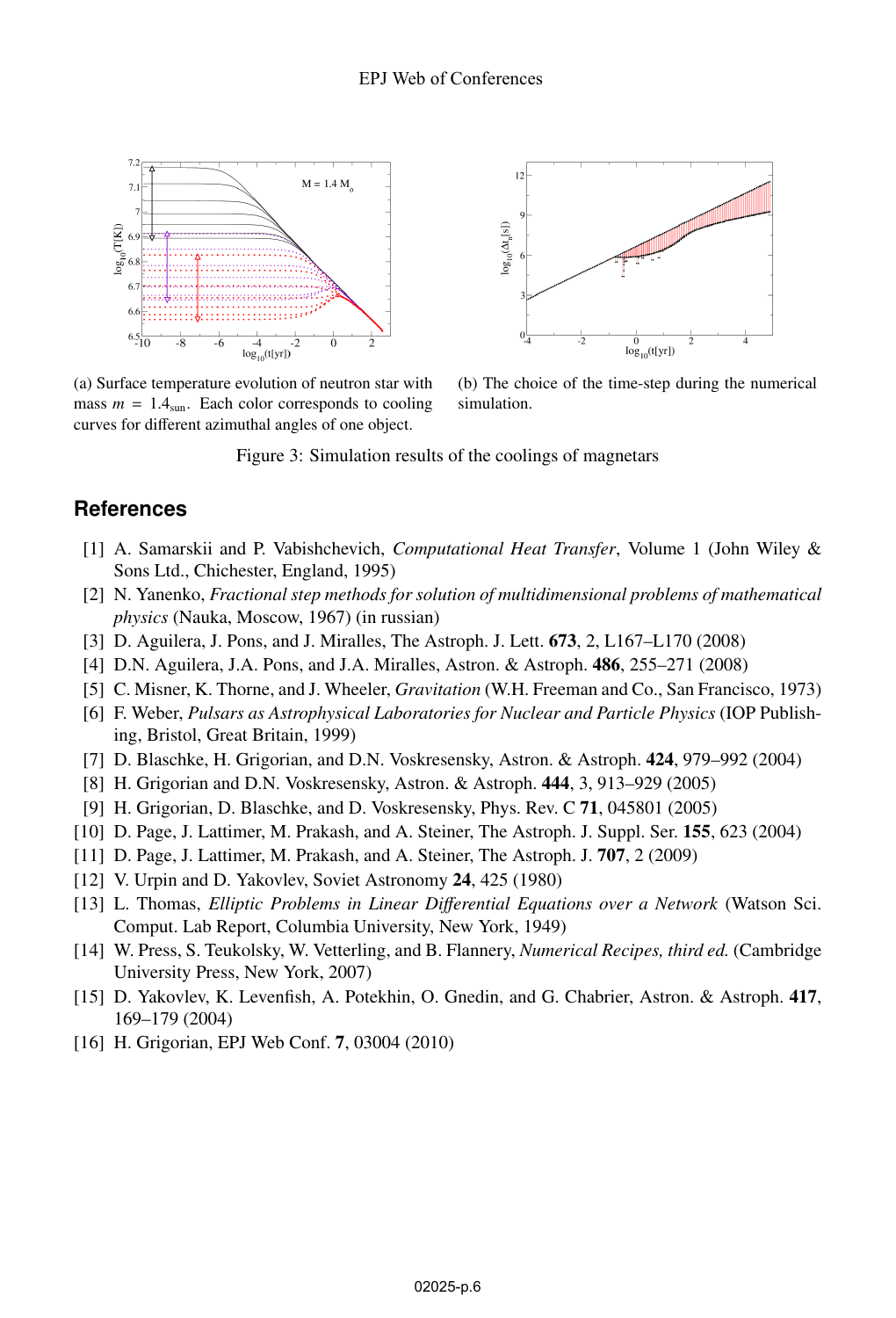M = 1.4 M$_o$

$\log_{10}(T[K])$

$\log_{10}(t[yr])$

7.2
7.1
7
6.9
6.8
6.7
6.6
6.5

-10 -8 -6 -4 -2 0 2

(a) Surface temperature evolution of neutron star with mass $m = 1.4_{sun}$. Each color corresponds to cooling curves for different azimuthal angles of one object.

$\log_{10}(\Delta t_n[s])$

$\log_{10}(t[yr])$

12
9
6
3
0

-4 -2 0 2 4

(b) The choice of the time-step during the numerical simulation.

Figure 3: Simulation results of the coolings of magnetars

## References

[1] A. Samarskii and P. Vabishchevich, *Computational Heat Transfer*, Volume 1 (John Wiley & Sons Ltd., Chichester, England, 1995)

[2] N. Yanenko, *Fractional step methods for solution of multidimensional problems of mathematical physics* (Nauka, Moscow, 1967) (in russian)

[3] D. Aguilera, J. Pons, and J. Miralles, The Astroph. J. Lett. **673**, 2, L167–L170 (2008)

[4] D.N. Aguilera, J.A. Pons, and J.A. Miralles, Astron. & Astroph. **486**, 255–271 (2008)

[5] C. Misner, K. Thorne, and J. Wheeler, *Gravitation* (W.H. Freeman and Co., San Francisco, 1973)

[6] F. Weber, *Pulsars as Astrophysical Laboratories for Nuclear and Particle Physics* (IOP Publishing, Bristol, Great Britain, 1999)

[7] D. Blaschke, H. Grigorian, and D.N. Voskresensky, Astron. & Astroph. **424**, 979–992 (2004)

[8] H. Grigorian and D.N. Voskresensky, Astron. & Astroph. **444**, 3, 913–929 (2005)

[9] H. Grigorian, D. Blaschke, and D. Voskresensky, Phys. Rev. C **71**, 045801 (2005)

[10] D. Page, J. Lattimer, M. Prakash, and A. Steiner, The Astroph. J. Suppl. Ser. **155**, 623 (2004)

[11] D. Page, J. Lattimer, M. Prakash, and A. Steiner, The Astroph. J. **707**, 2 (2009)

[12] V. Urpin and D. Yakovlev, Soviet Astronomy **24**, 425 (1980)

[13] L. Thomas, *Elliptic Problems in Linear Differential Equations over a Network* (Watson Sci. Comput. Lab Report, Columbia University, New York, 1949)

[14] W. Press, S. Teukolsky, W. Vetterling, and B. Flannery, *Numerical Recipes, third ed.* (Cambridge University Press, New York, 2007)

[15] D. Yakovlev, K. Levenfish, A. Potekhin, O. Gnedin, and G. Chabrier, Astron. & Astroph. **417**, 169–179 (2004)

[16] H. Grigorian, EPJ Web Conf. **7**, 03004 (2010)